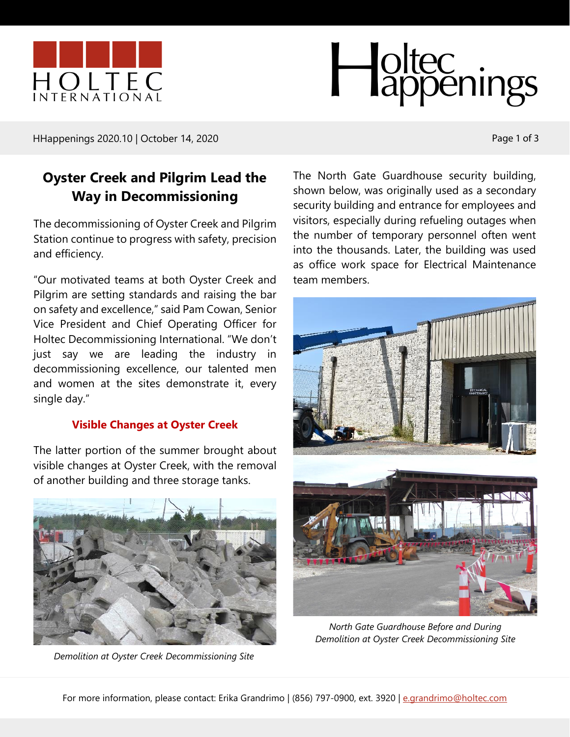# Oyster Creek and Pilgrim Lead the Way in Decommissioning

The decommissioning of Oyster Creek and Pilgrim Station continue to progress with safety, precision and efficiency.

"Our motivated teams at both Oyster Creek and Pilgrim are setting standards and raising the bar on safety and excellence," said Pam Cowan, Senior Vice President and Chief Operating Officer for Holtec Decommissioning International. "We don't just say we are leading the industry in decommissioning excellence, our talented men and women at the sites demonstrate it, every single day."

## Visible Changes at Oyster Creek

The latter portion of the summer brought about visible changes at Oyster Creek, with the removal of another building and three storage tanks.

*Demolition at Oyster Creek Decommissioning Site*

The North Gate Guardhouse security building, shown below, was originally used as a secondary security building and entrance for employees and visitors, especially during refueling outages when the number of temporary personnel often went into the thousands. Later, the building was used as office work space for Electrical Maintenance team members.

*North Gate Guardhouse Before and During Demolition at Oyster Creek Decommissioning Site*

For more information, please contact: Erika Grandrimo | (856) 797-0900, ext. 3920 | e.grandrimo@holtec.com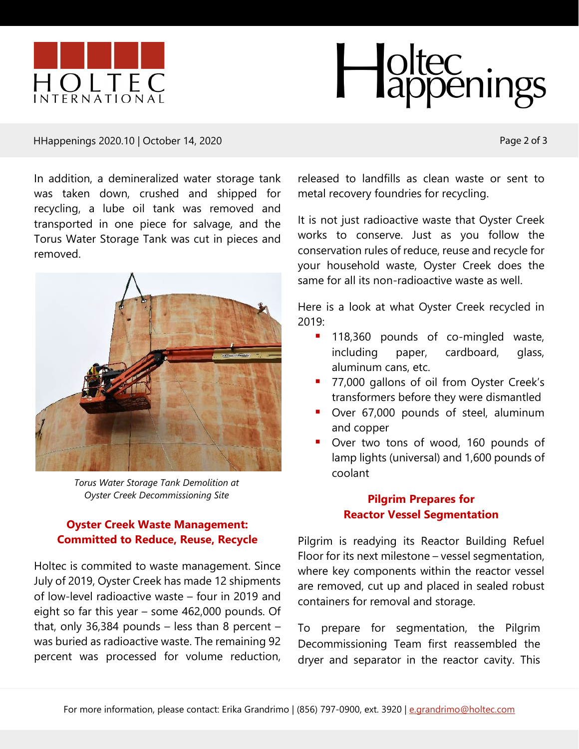In addition, a demineralized water storage tank was taken down, crushed and shipped for recycling, a lube oil tank was removed and transported in one piece for salvage, and the Torus Water Storage Tank was cut in pieces and removed.

*Torus Water Storage Tank Demolition at Oyster Creek Decommissioning Site*

## Oyster Creek Waste Management: Committed to Reduce, Reuse, Recycle

Holtec is commited to waste management. Since July of 2019, Oyster Creek has made 12 shipments of low-level radioactive waste – four in 2019 and eight so far this year – some 462,000 pounds. Of that, only 36,384 pounds – less than 8 percent – was buried as radioactive waste. The remaining 92 percent was processed for volume reduction, released to landfills as clean waste or sent to metal recovery foundries for recycling.

It is not just radioactive waste that Oyster Creek works to conserve. Just as you follow the conservation rules of reduce, reuse and recycle for your household waste, Oyster Creek does the same for all its non-radioactive waste as well.

Here is a look at what Oyster Creek recycled in 2019:

- 118,360 pounds of co-mingled waste, including paper, cardboard, glass, aluminum cans, etc.
- 77,000 gallons of oil from Oyster Creek's transformers before they were dismantled
- Over 67,000 pounds of steel, aluminum and copper
- Over two tons of wood, 160 pounds of lamp lights (universal) and 1,600 pounds of coolant

## Pilgrim Prepares for Reactor Vessel Segmentation

Pilgrim is readying its Reactor Building Refuel Floor for its next milestone – vessel segmentation, where key components within the reactor vessel are removed, cut up and placed in sealed robust containers for removal and storage.

To prepare for segmentation, the Pilgrim Decommissioning Team first reassembled the dryer and separator in the reactor cavity. This

For more information, please contact: Erika Grandrimo | (856) 797-0900, ext. 3920 | e.grandrimo@holtec.com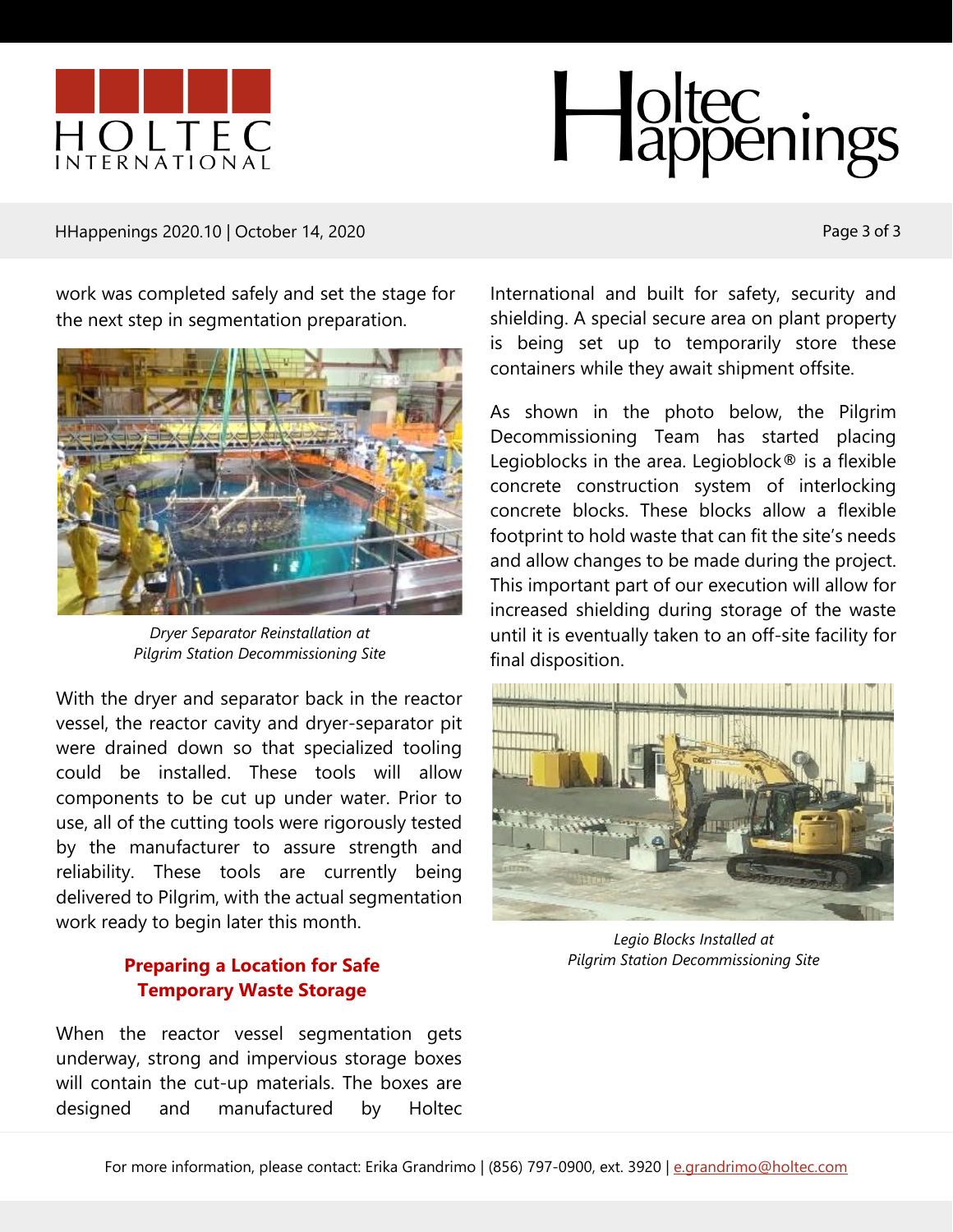work was completed safely and set the stage for the next step in segmentation preparation.

*Dryer Separator Reinstallation at Pilgrim Station Decommissioning Site*

With the dryer and separator back in the reactor vessel, the reactor cavity and dryer-separator pit were drained down so that specialized tooling could be installed. These tools will allow components to be cut up under water. Prior to use, all of the cutting tools were rigorously tested by the manufacturer to assure strength and reliability. These tools are currently being delivered to Pilgrim, with the actual segmentation work ready to begin later this month.

## Preparing a Location for Safe Temporary Waste Storage

When the reactor vessel segmentation gets underway, strong and impervious storage boxes will contain the cut-up materials. The boxes are designed and manufactured by Holtec International and built for safety, security and shielding. A special secure area on plant property is being set up to temporarily store these containers while they await shipment offsite.

As shown in the photo below, the Pilgrim Decommissioning Team has started placing Legioblocks in the area. Legioblock® is a flexible concrete construction system of interlocking concrete blocks. These blocks allow a flexible footprint to hold waste that can fit the site's needs and allow changes to be made during the project. This important part of our execution will allow for increased shielding during storage of the waste until it is eventually taken to an off-site facility for final disposition.

*Legio Blocks Installed at Pilgrim Station Decommissioning Site*

For more information, please contact: Erika Grandrimo | (856) 797-0900, ext. 3920 | e.grandrimo@holtec.com